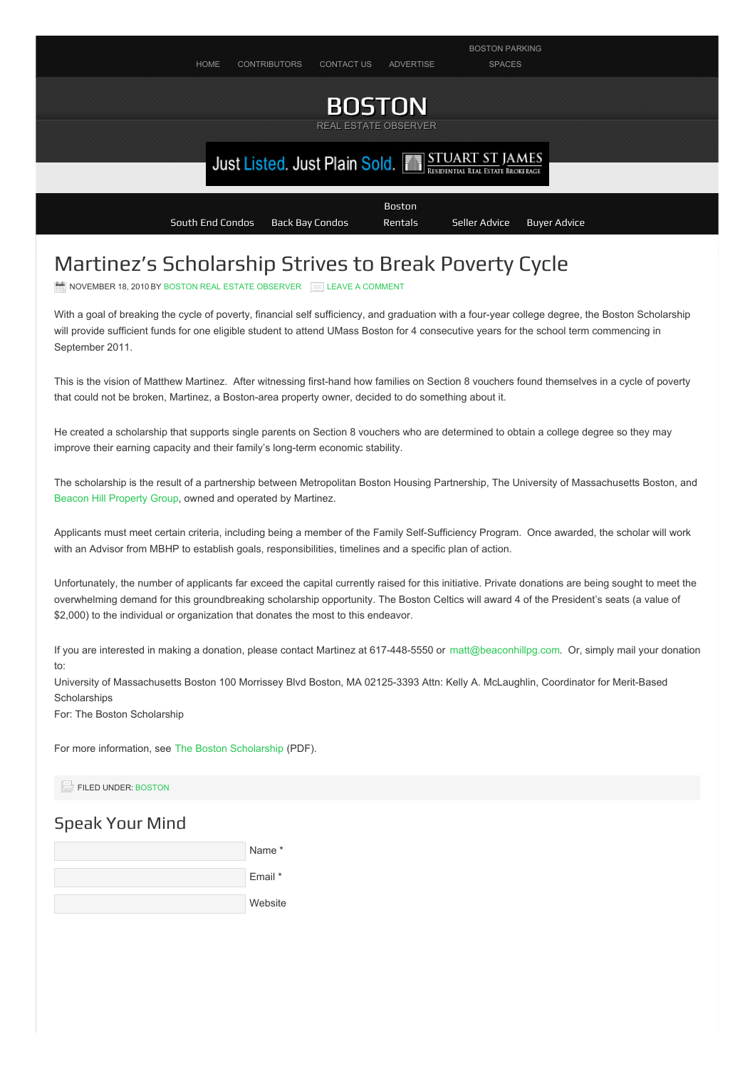HOME CONTRIBUTORS CONTACT US ADVERTISE BOSTON PARKING SPACES

# BOSTON

REAL ESTATE OBSERVER

Just Listed. Just Plain Sold. STUART ST JAMES Residential Real Estate Brokerage

South End Condos | Back Bay Condos | Boston Rentals | Seller Advice | Buyer Advice

# Martinez's Scholarship Strives to Break Poverty Cycle

NOVEMBER 18, 2010 BY BOSTON REAL ESTATE OBSERVER LEAVE A COMMENT

With a goal of breaking the cycle of poverty, financial self sufficiency, and graduation with a four-year college degree, the Boston Scholarship will provide sufficient funds for one eligible student to attend UMass Boston for 4 consecutive years for the school term commencing in September 2011.

This is the vision of Matthew Martinez. After witnessing first-hand how families on Section 8 vouchers found themselves in a cycle of poverty that could not be broken, Martinez, a Boston-area property owner, decided to do something about it.

He created a scholarship that supports single parents on Section 8 vouchers who are determined to obtain a college degree so they may improve their earning capacity and their family's long-term economic stability.

The scholarship is the result of a partnership between Metropolitan Boston Housing Partnership, The University of Massachusetts Boston, and Beacon Hill Property Group, owned and operated by Martinez.

Applicants must meet certain criteria, including being a member of the Family Self-Sufficiency Program. Once awarded, the scholar will work with an Advisor from MBHP to establish goals, responsibilities, timelines and a specific plan of action.

Unfortunately, the number of applicants far exceed the capital currently raised for this initiative. Private donations are being sought to meet the overwhelming demand for this groundbreaking scholarship opportunity. The Boston Celtics will award 4 of the President's seats (a value of $2,000) to the individual or organization that donates the most to this endeavor.

If you are interested in making a donation, please contact Martinez at 617-448-5550 or matt@beaconhillpg.com. Or, simply mail your donation to:
University of Massachusetts Boston 100 Morrissey Blvd Boston, MA 02125-3393 Attn: Kelly A. McLaughlin, Coordinator for Merit-Based Scholarships
For: The Boston Scholarship

For more information, see The Boston Scholarship (PDF).

FILED UNDER: BOSTON

## Speak Your Mind

Name *

Email *

Website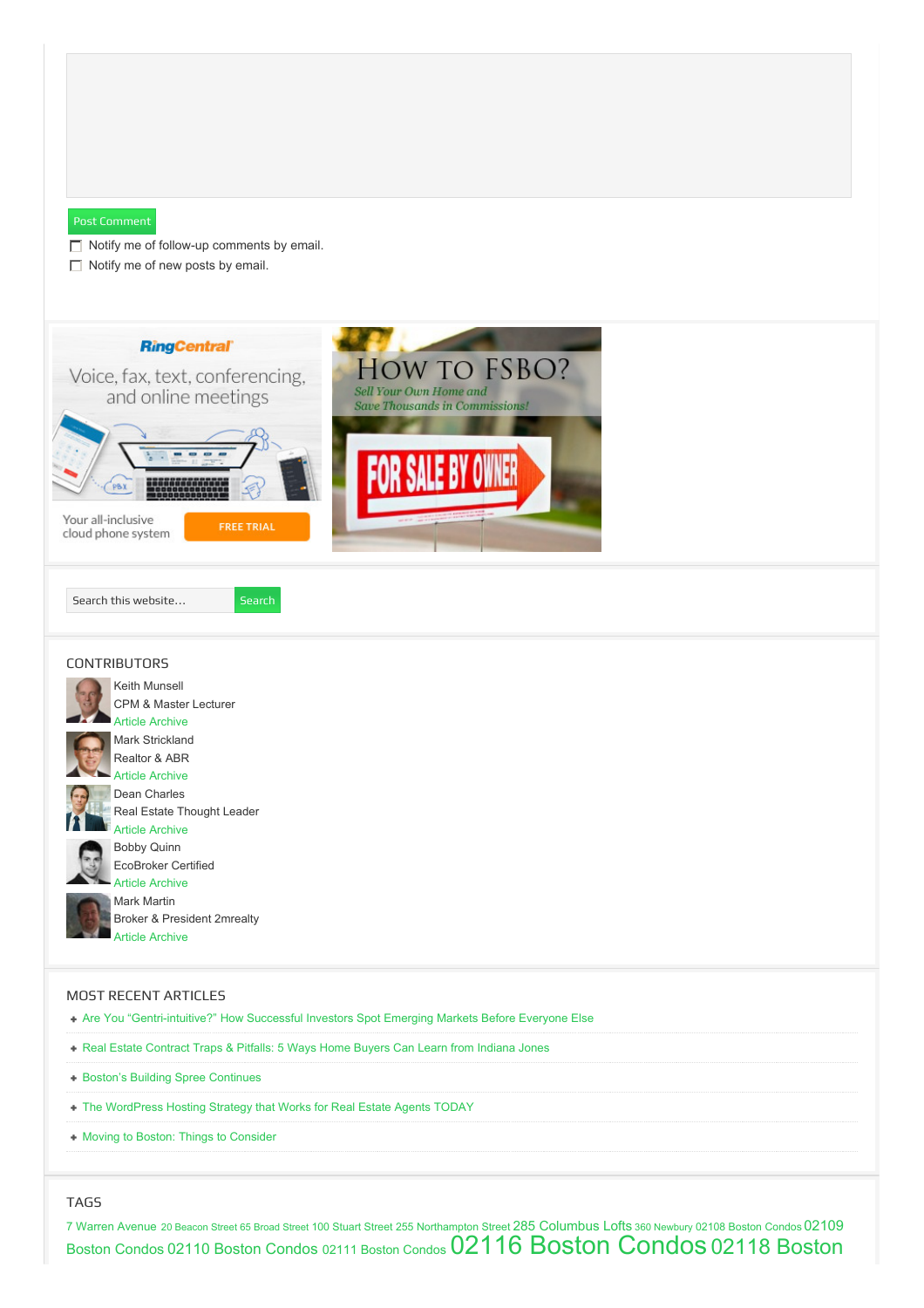Post Comment

- [ ] Notify me of follow-up comments by email.
- [ ] Notify me of new posts by email.

RingCentral

Voice, fax, text, conferencing, and online meetings

Your all-inclusive cloud phone system

FREE TRIAL

How to FSBO?

Sell Your Own Home and Save Thousands in Commissions!

FOR SALE BY OWNER

Search this website… Search

## CONTRIBUTORS

Keith Munsell
CPM & Master Lecturer
Article Archive

Mark Strickland
Realtor & ABR
Article Archive

Dean Charles
Real Estate Thought Leader
Article Archive

Bobby Quinn
EcoBroker Certified
Article Archive

Mark Martin
Broker & President 2mrealty
Article Archive

## MOST RECENT ARTICLES

- Are You “Gentri-intuitive?” How Successful Investors Spot Emerging Markets Before Everyone Else
- Real Estate Contract Traps & Pitfalls: 5 Ways Home Buyers Can Learn from Indiana Jones
- Boston’s Building Spree Continues
- The WordPress Hosting Strategy that Works for Real Estate Agents TODAY
- Moving to Boston: Things to Consider

## TAGS

7 Warren Avenue 20 Beacon Street 65 Broad Street 100 Stuart Street 255 Northampton Street 285 Columbus Lofts 360 Newbury 02108 Boston Condos 02109 Boston Condos 02110 Boston Condos 02111 Boston Condos 02116 Boston Condos 02118 Boston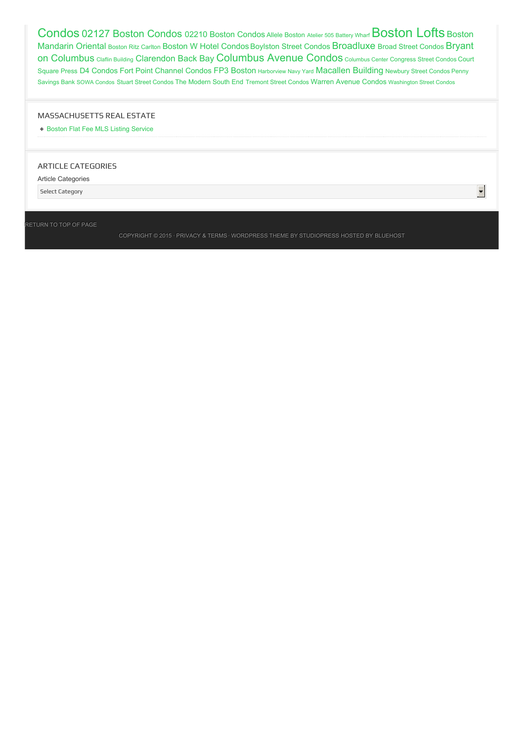Condos 02127 Boston Condos 02210 Boston Condos Allele Boston Atelier 505 Battery Wharf Boston Lofts Boston Mandarin Oriental Boston Ritz Carlton Boston W Hotel Condos Boylston Street Condos Broadluxe Broad Street Condos Bryant on Columbus Claflin Building Clarendon Back Bay Columbus Avenue Condos Columbus Center Congress Street Condos Court Square Press D4 Condos Fort Point Channel Condos FP3 Boston Harborview Navy Yard Macallen Building Newbury Street Condos Penny Savings Bank SOWA Condos Stuart Street Condos The Modern South End Tremont Street Condos Warren Avenue Condos Washington Street Condos

## MASSACHUSETTS REAL ESTATE

- Boston Flat Fee MLS Listing Service

## ARTICLE CATEGORIES

Article Categories

Select Category

RETURN TO TOP OF PAGE

COPYRIGHT © 2015 · PRIVACY & TERMS · WORDPRESS THEME BY STUDIOPRESS HOSTED BY BLUEHOST